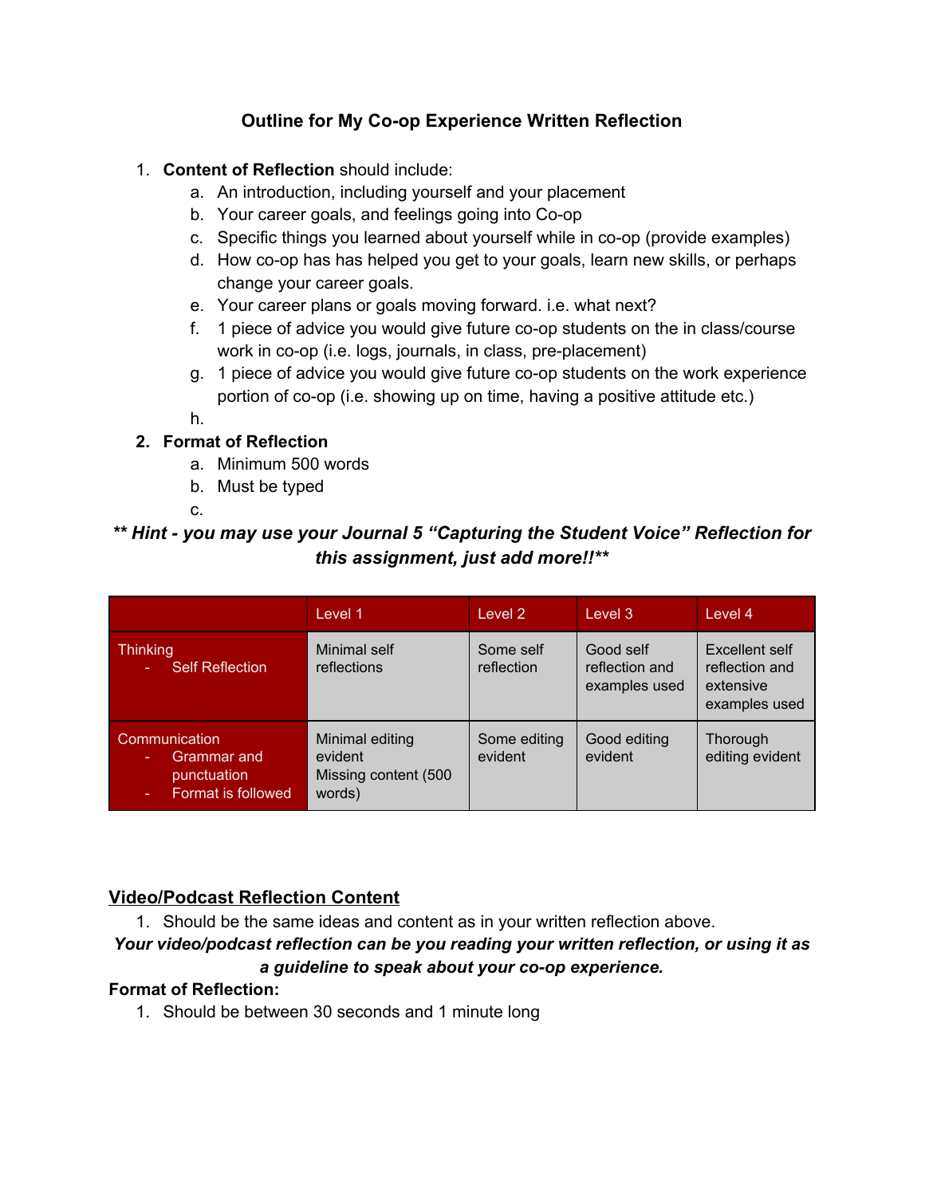# Outline for My Co-op Experience Written Reflection

1. **Content of Reflection** should include:
    a. An introduction, including yourself and your placement
    b. Your career goals, and feelings going into Co-op
    c. Specific things you learned about yourself while in co-op (provide examples)
    d. How co-op has has helped you get to your goals, learn new skills, or perhaps change your career goals.
    e. Your career plans or goals moving forward. i.e. what next?
    f. 1 piece of advice you would give future co-op students on the in class/course work in co-op (i.e. logs, journals, in class, pre-placement)
    g. 1 piece of advice you would give future co-op students on the work experience portion of co-op (i.e. showing up on time, having a positive attitude etc.)
    h.
2. **Format of Reflection**
    a. Minimum 500 words
    b. Must be typed
    c.

***\*\* Hint - you may use your Journal 5 "Capturing the Student Voice" Reflection for this assignment, just add more!!\*\****

| | Level 1 | Level 2 | Level 3 | Level 4 |
|---|---|---|---|---|
| Thinking<br>- Self Reflection | Minimal self reflections | Some self reflection | Good self reflection and examples used | Excellent self reflection and extensive examples used |
| Communication<br>- Grammar and punctuation<br>- Format is followed | Minimal editing evident<br>Missing content (500 words) | Some editing evident | Good editing evident | Thorough editing evident |

## <u>Video/Podcast Reflection Content</u>

1. Should be the same ideas and content as in your written reflection above.

***Your video/podcast reflection can be you reading your written reflection, or using it as a guideline to speak about your co-op experience.***

**Format of Reflection:**

1. Should be between 30 seconds and 1 minute long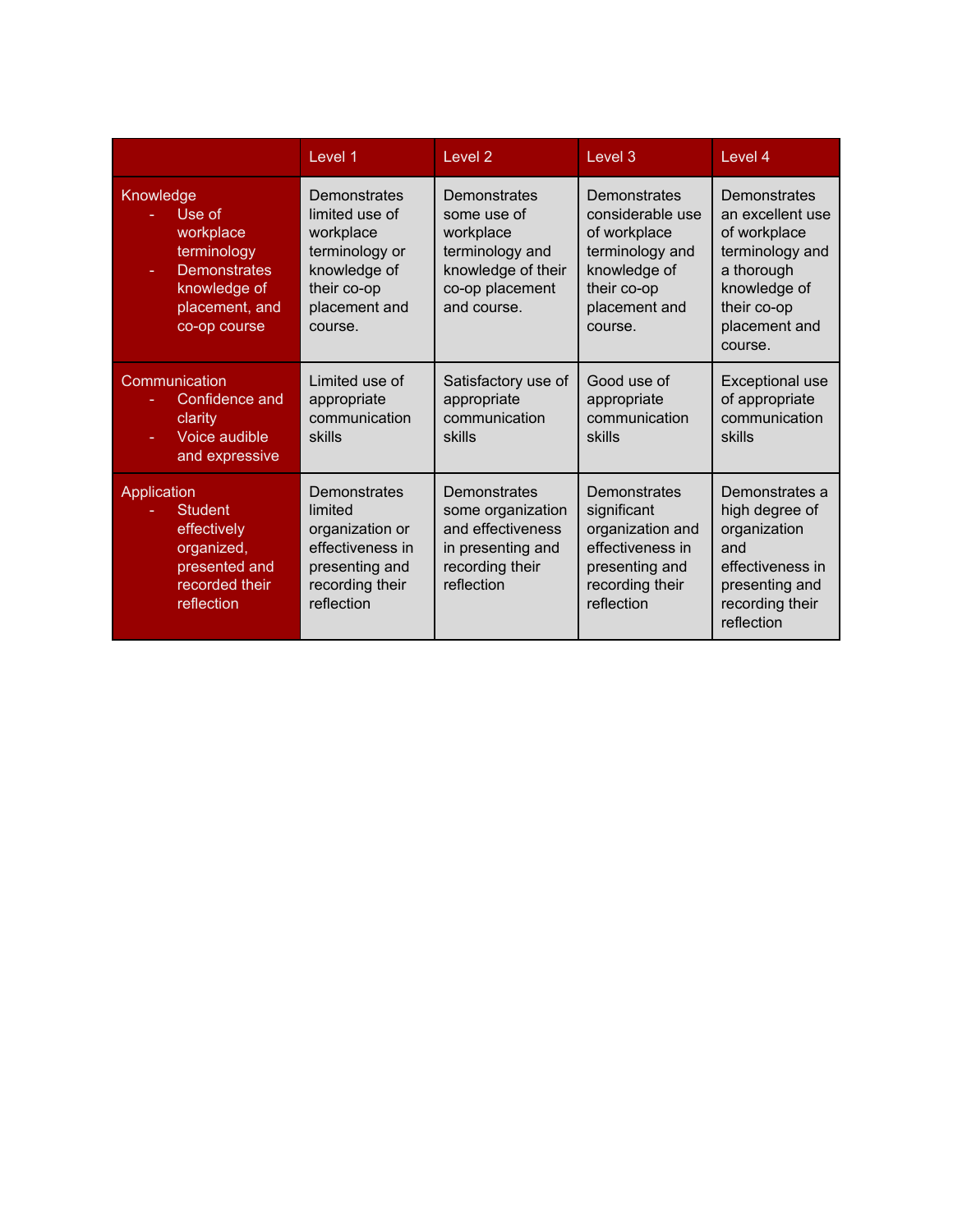| | Level 1 | Level 2 | Level 3 | Level 4 |
|---|---|---|---|---|
| Knowledge<br>- Use of workplace terminology<br>- Demonstrates knowledge of placement, and co-op course | Demonstrates limited use of workplace terminology or knowledge of their co-op placement and course. | Demonstrates some use of workplace terminology and knowledge of their co-op placement and course. | Demonstrates considerable use of workplace terminology and knowledge of their co-op placement and course. | Demonstrates an excellent use of workplace terminology and a thorough knowledge of their co-op placement and course. |
| Communication<br>- Confidence and clarity<br>- Voice audible and expressive | Limited use of appropriate communication skills | Satisfactory use of appropriate communication skills | Good use of appropriate communication skills | Exceptional use of appropriate communication skills |
| Application<br>- Student effectively organized, presented and recorded their reflection | Demonstrates limited organization or effectiveness in presenting and recording their reflection | Demonstrates some organization and effectiveness in presenting and recording their reflection | Demonstrates significant organization and effectiveness in presenting and recording their reflection | Demonstrates a high degree of organization and effectiveness in presenting and recording their reflection |